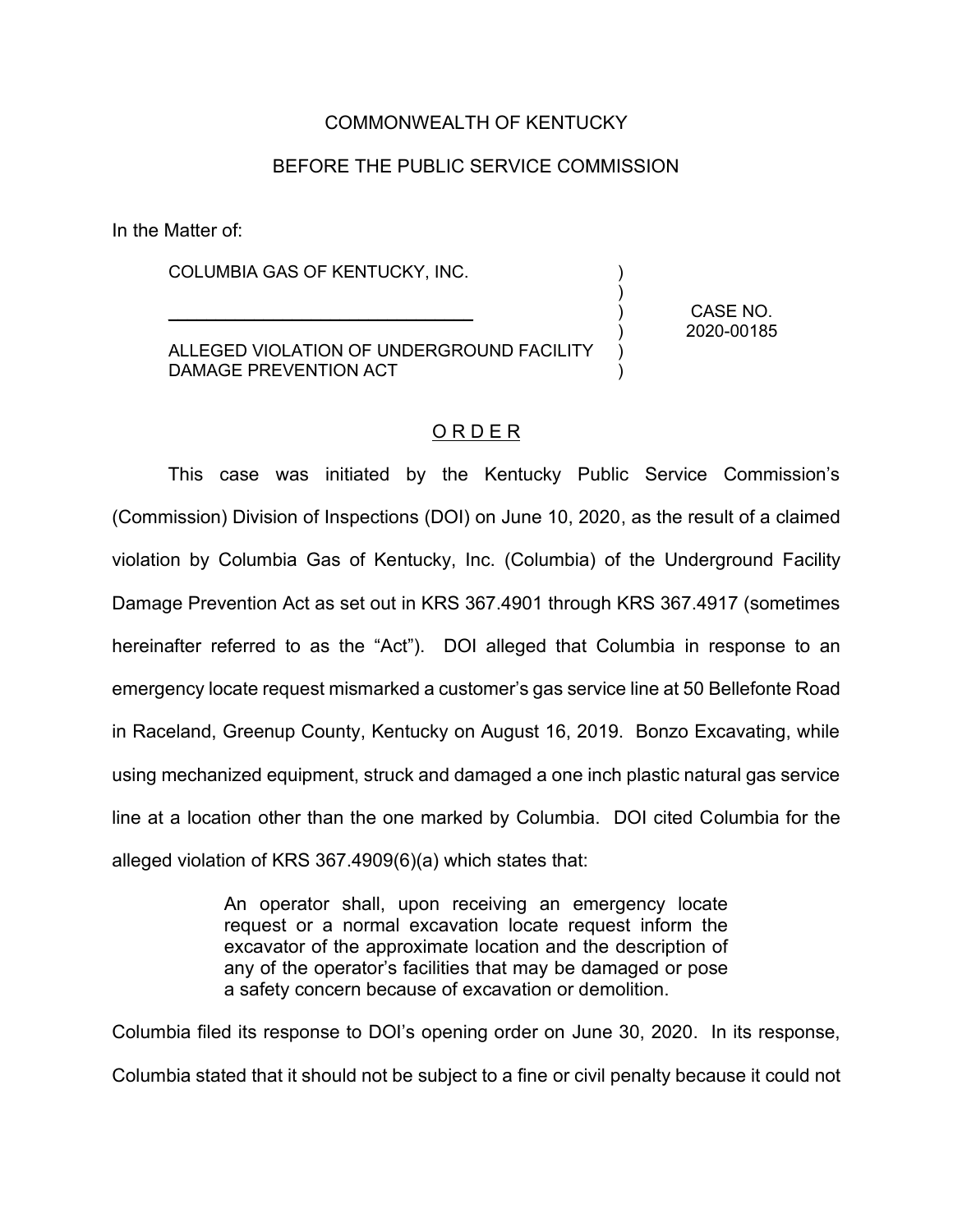COMMONWEALTH OF KENTUCKY

BEFORE THE PUBLIC SERVICE COMMISSION

In the Matter of:

| | | |
|---|---|---|
| COLUMBIA GAS OF KENTUCKY, INC.<br><br>_______________________________<br><br>ALLEGED VIOLATION OF UNDERGROUND FACILITY DAMAGE PREVENTION ACT | ) | CASE NO. 2020-00185 |

## O R D E R

This case was initiated by the Kentucky Public Service Commission's (Commission) Division of Inspections (DOI) on June 10, 2020, as the result of a claimed violation by Columbia Gas of Kentucky, Inc. (Columbia) of the Underground Facility Damage Prevention Act as set out in KRS 367.4901 through KRS 367.4917 (sometimes hereinafter referred to as the "Act"). DOI alleged that Columbia in response to an emergency locate request mismarked a customer's gas service line at 50 Bellefonte Road in Raceland, Greenup County, Kentucky on August 16, 2019. Bonzo Excavating, while using mechanized equipment, struck and damaged a one inch plastic natural gas service line at a location other than the one marked by Columbia. DOI cited Columbia for the alleged violation of KRS 367.4909(6)(a) which states that:

> An operator shall, upon receiving an emergency locate request or a normal excavation locate request inform the excavator of the approximate location and the description of any of the operator's facilities that may be damaged or pose a safety concern because of excavation or demolition.

Columbia filed its response to DOI's opening order on June 30, 2020. In its response, Columbia stated that it should not be subject to a fine or civil penalty because it could not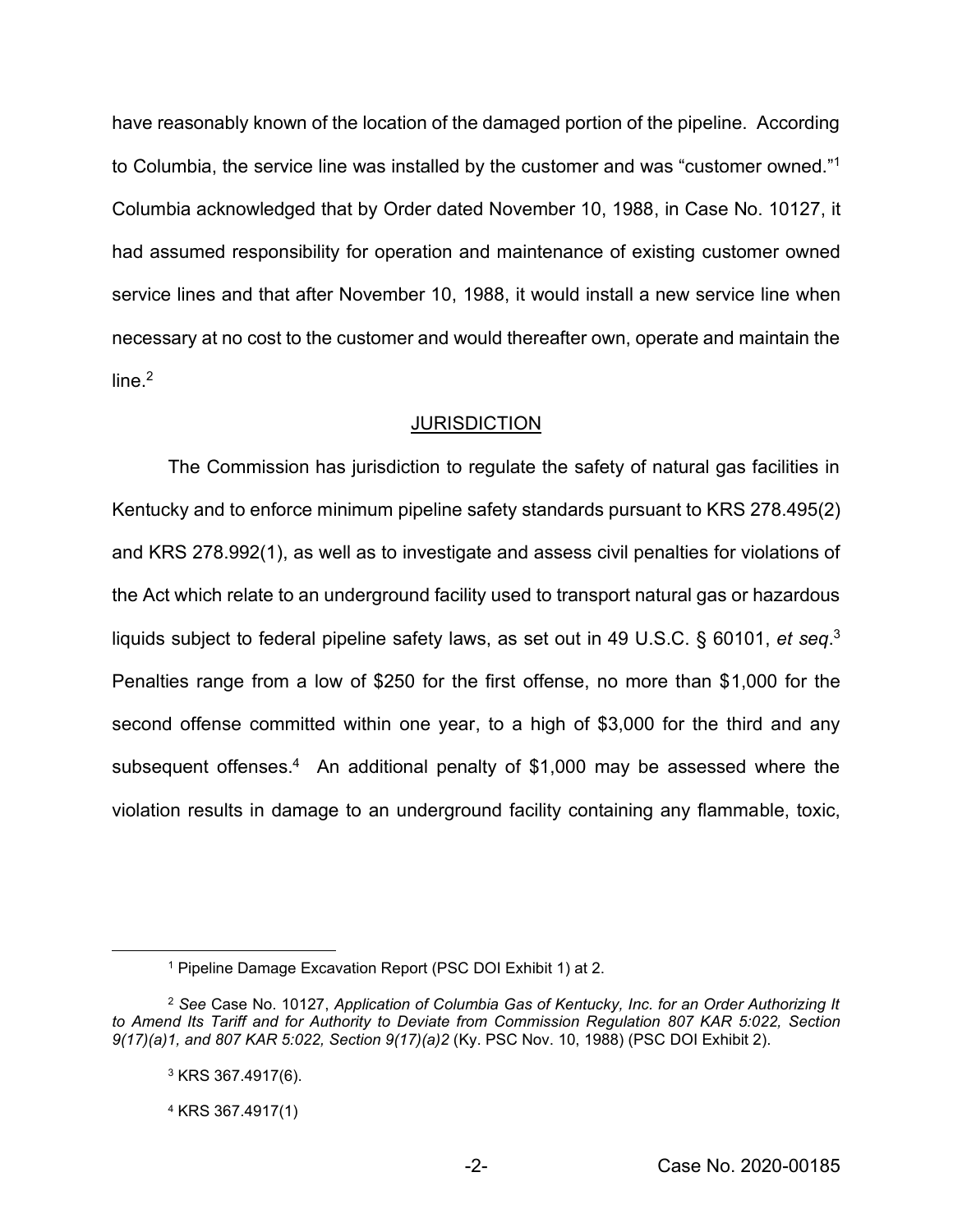have reasonably known of the location of the damaged portion of the pipeline. According to Columbia, the service line was installed by the customer and was "customer owned."[1] Columbia acknowledged that by Order dated November 10, 1988, in Case No. 10127, it had assumed responsibility for operation and maintenance of existing customer owned service lines and that after November 10, 1988, it would install a new service line when necessary at no cost to the customer and would thereafter own, operate and maintain the line.[2]

## JURISDICTION

The Commission has jurisdiction to regulate the safety of natural gas facilities in Kentucky and to enforce minimum pipeline safety standards pursuant to KRS 278.495(2) and KRS 278.992(1), as well as to investigate and assess civil penalties for violations of the Act which relate to an underground facility used to transport natural gas or hazardous liquids subject to federal pipeline safety laws, as set out in 49 U.S.C. § 60101, *et seq*.[3] Penalties range from a low of $250 for the first offense, no more than $1,000 for the second offense committed within one year, to a high of $3,000 for the third and any subsequent offenses.[4] An additional penalty of $1,000 may be assessed where the violation results in damage to an underground facility containing any flammable, toxic,

---

[1] Pipeline Damage Excavation Report (PSC DOI Exhibit 1) at 2.

[2] *See* Case No. 10127, *Application of Columbia Gas of Kentucky, Inc. for an Order Authorizing It to Amend Its Tariff and for Authority to Deviate from Commission Regulation 807 KAR 5:022, Section 9(17)(a)1, and 807 KAR 5:022, Section 9(17)(a)2* (Ky. PSC Nov. 10, 1988) (PSC DOI Exhibit 2).

[3] KRS 367.4917(6).

[4] KRS 367.4917(1)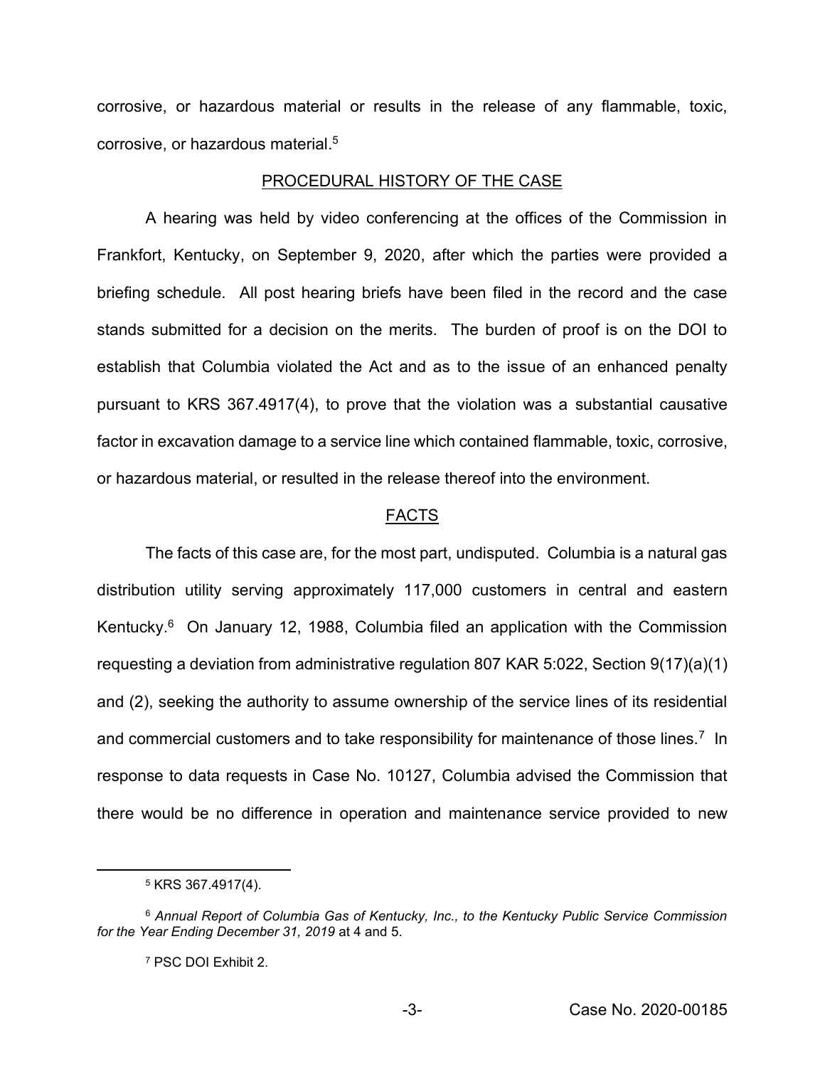corrosive, or hazardous material or results in the release of any flammable, toxic, corrosive, or hazardous material.[5]

## PROCEDURAL HISTORY OF THE CASE

A hearing was held by video conferencing at the offices of the Commission in Frankfort, Kentucky, on September 9, 2020, after which the parties were provided a briefing schedule. All post hearing briefs have been filed in the record and the case stands submitted for a decision on the merits. The burden of proof is on the DOI to establish that Columbia violated the Act and as to the issue of an enhanced penalty pursuant to KRS 367.4917(4), to prove that the violation was a substantial causative factor in excavation damage to a service line which contained flammable, toxic, corrosive, or hazardous material, or resulted in the release thereof into the environment.

## FACTS

The facts of this case are, for the most part, undisputed. Columbia is a natural gas distribution utility serving approximately 117,000 customers in central and eastern Kentucky.[6] On January 12, 1988, Columbia filed an application with the Commission requesting a deviation from administrative regulation 807 KAR 5:022, Section 9(17)(a)(1) and (2), seeking the authority to assume ownership of the service lines of its residential and commercial customers and to take responsibility for maintenance of those lines.[7] In response to data requests in Case No. 10127, Columbia advised the Commission that there would be no difference in operation and maintenance service provided to new

---

[5] KRS 367.4917(4).

[6] *Annual Report of Columbia Gas of Kentucky, Inc., to the Kentucky Public Service Commission for the Year Ending December 31, 2019* at 4 and 5.

[7] PSC DOI Exhibit 2.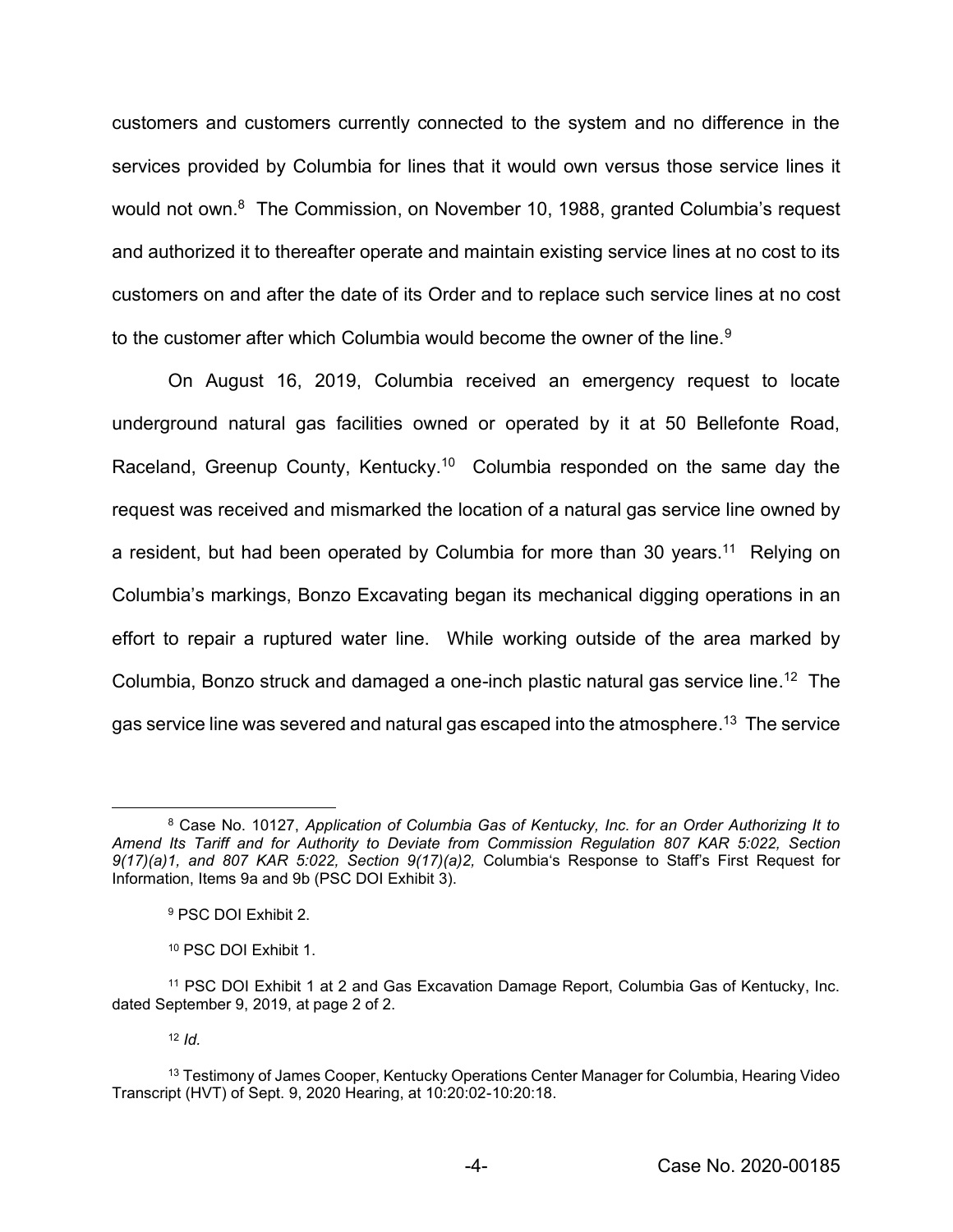customers and customers currently connected to the system and no difference in the services provided by Columbia for lines that it would own versus those service lines it would not own.[8] The Commission, on November 10, 1988, granted Columbia's request and authorized it to thereafter operate and maintain existing service lines at no cost to its customers on and after the date of its Order and to replace such service lines at no cost to the customer after which Columbia would become the owner of the line.[9]

On August 16, 2019, Columbia received an emergency request to locate underground natural gas facilities owned or operated by it at 50 Bellefonte Road, Raceland, Greenup County, Kentucky.[10] Columbia responded on the same day the request was received and mismarked the location of a natural gas service line owned by a resident, but had been operated by Columbia for more than 30 years.[11] Relying on Columbia's markings, Bonzo Excavating began its mechanical digging operations in an effort to repair a ruptured water line. While working outside of the area marked by Columbia, Bonzo struck and damaged a one-inch plastic natural gas service line.[12] The gas service line was severed and natural gas escaped into the atmosphere.[13] The service

---

[8] Case No. 10127, *Application of Columbia Gas of Kentucky, Inc. for an Order Authorizing It to Amend Its Tariff and for Authority to Deviate from Commission Regulation 807 KAR 5:022, Section 9(17)(a)1, and 807 KAR 5:022, Section 9(17)(a)2,* Columbia's Response to Staff's First Request for Information, Items 9a and 9b (PSC DOI Exhibit 3).

[9] PSC DOI Exhibit 2.

[10] PSC DOI Exhibit 1.

[11] PSC DOI Exhibit 1 at 2 and Gas Excavation Damage Report, Columbia Gas of Kentucky, Inc. dated September 9, 2019, at page 2 of 2.

[12] *Id.*

[13] Testimony of James Cooper, Kentucky Operations Center Manager for Columbia, Hearing Video Transcript (HVT) of Sept. 9, 2020 Hearing, at 10:20:02-10:20:18.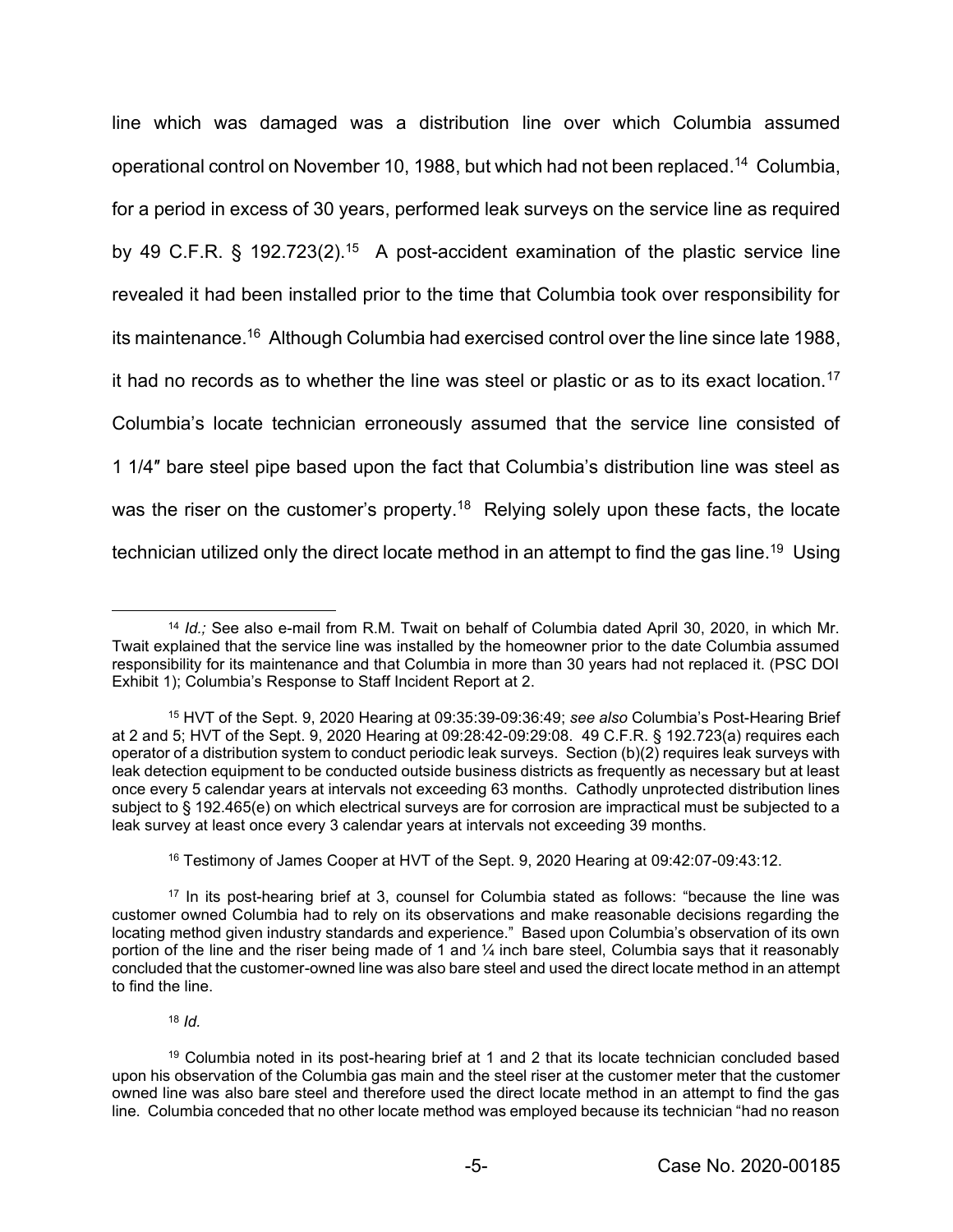line which was damaged was a distribution line over which Columbia assumed operational control on November 10, 1988, but which had not been replaced.[14] Columbia, for a period in excess of 30 years, performed leak surveys on the service line as required by 49 C.F.R. § 192.723(2).[15] A post-accident examination of the plastic service line revealed it had been installed prior to the time that Columbia took over responsibility for its maintenance.[16] Although Columbia had exercised control over the line since late 1988, it had no records as to whether the line was steel or plastic or as to its exact location.[17] Columbia's locate technician erroneously assumed that the service line consisted of 1 1/4″ bare steel pipe based upon the fact that Columbia's distribution line was steel as was the riser on the customer's property.[18] Relying solely upon these facts, the locate technician utilized only the direct locate method in an attempt to find the gas line.[19] Using

---

[14] *Id.;* See also e-mail from R.M. Twait on behalf of Columbia dated April 30, 2020, in which Mr. Twait explained that the service line was installed by the homeowner prior to the date Columbia assumed responsibility for its maintenance and that Columbia in more than 30 years had not replaced it. (PSC DOI Exhibit 1); Columbia's Response to Staff Incident Report at 2.

[15] HVT of the Sept. 9, 2020 Hearing at 09:35:39-09:36:49; *see also* Columbia's Post-Hearing Brief at 2 and 5; HVT of the Sept. 9, 2020 Hearing at 09:28:42-09:29:08. 49 C.F.R. § 192.723(a) requires each operator of a distribution system to conduct periodic leak surveys. Section (b)(2) requires leak surveys with leak detection equipment to be conducted outside business districts as frequently as necessary but at least once every 5 calendar years at intervals not exceeding 63 months. Cathodly unprotected distribution lines subject to § 192.465(e) on which electrical surveys are for corrosion are impractical must be subjected to a leak survey at least once every 3 calendar years at intervals not exceeding 39 months.

[16] Testimony of James Cooper at HVT of the Sept. 9, 2020 Hearing at 09:42:07-09:43:12.

[17] In its post-hearing brief at 3, counsel for Columbia stated as follows: "because the line was customer owned Columbia had to rely on its observations and make reasonable decisions regarding the locating method given industry standards and experience." Based upon Columbia's observation of its own portion of the line and the riser being made of 1 and ¼ inch bare steel, Columbia says that it reasonably concluded that the customer-owned line was also bare steel and used the direct locate method in an attempt to find the line.

[18] *Id.*

[19] Columbia noted in its post-hearing brief at 1 and 2 that its locate technician concluded based upon his observation of the Columbia gas main and the steel riser at the customer meter that the customer owned line was also bare steel and therefore used the direct locate method in an attempt to find the gas line. Columbia conceded that no other locate method was employed because its technician "had no reason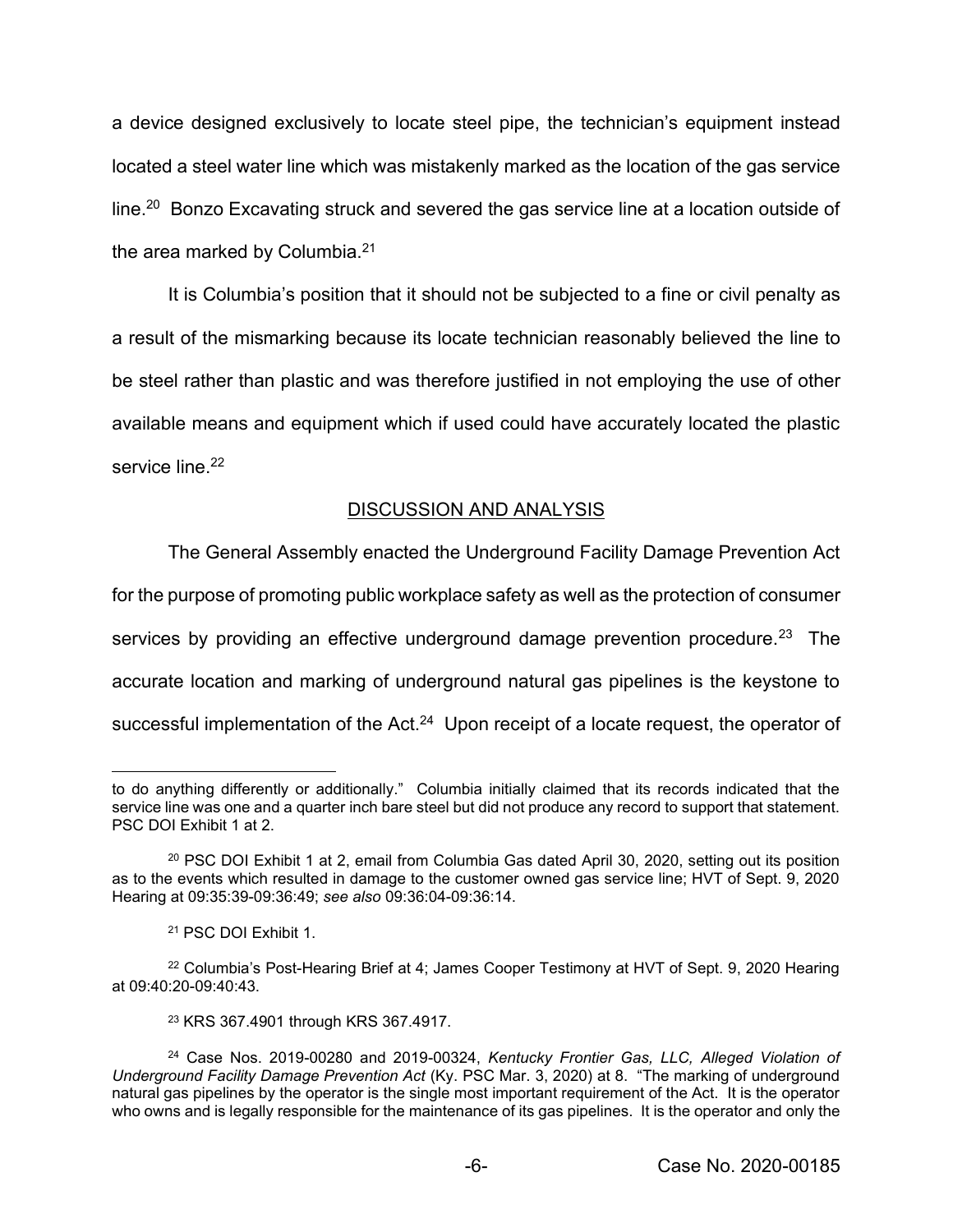a device designed exclusively to locate steel pipe, the technician's equipment instead located a steel water line which was mistakenly marked as the location of the gas service line.[20] Bonzo Excavating struck and severed the gas service line at a location outside of the area marked by Columbia.[21]

It is Columbia's position that it should not be subjected to a fine or civil penalty as a result of the mismarking because its locate technician reasonably believed the line to be steel rather than plastic and was therefore justified in not employing the use of other available means and equipment which if used could have accurately located the plastic service line.[22]

## DISCUSSION AND ANALYSIS

The General Assembly enacted the Underground Facility Damage Prevention Act for the purpose of promoting public workplace safety as well as the protection of consumer services by providing an effective underground damage prevention procedure.[23] The accurate location and marking of underground natural gas pipelines is the keystone to successful implementation of the Act.[24] Upon receipt of a locate request, the operator of

---

to do anything differently or additionally." Columbia initially claimed that its records indicated that the service line was one and a quarter inch bare steel but did not produce any record to support that statement. PSC DOI Exhibit 1 at 2.

[20] PSC DOI Exhibit 1 at 2, email from Columbia Gas dated April 30, 2020, setting out its position as to the events which resulted in damage to the customer owned gas service line; HVT of Sept. 9, 2020 Hearing at 09:35:39-09:36:49; *see also* 09:36:04-09:36:14.

[21] PSC DOI Exhibit 1.

[22] Columbia's Post-Hearing Brief at 4; James Cooper Testimony at HVT of Sept. 9, 2020 Hearing at 09:40:20-09:40:43.

[23] KRS 367.4901 through KRS 367.4917.

[24] Case Nos. 2019-00280 and 2019-00324, *Kentucky Frontier Gas, LLC, Alleged Violation of Underground Facility Damage Prevention Act* (Ky. PSC Mar. 3, 2020) at 8. "The marking of underground natural gas pipelines by the operator is the single most important requirement of the Act. It is the operator who owns and is legally responsible for the maintenance of its gas pipelines. It is the operator and only the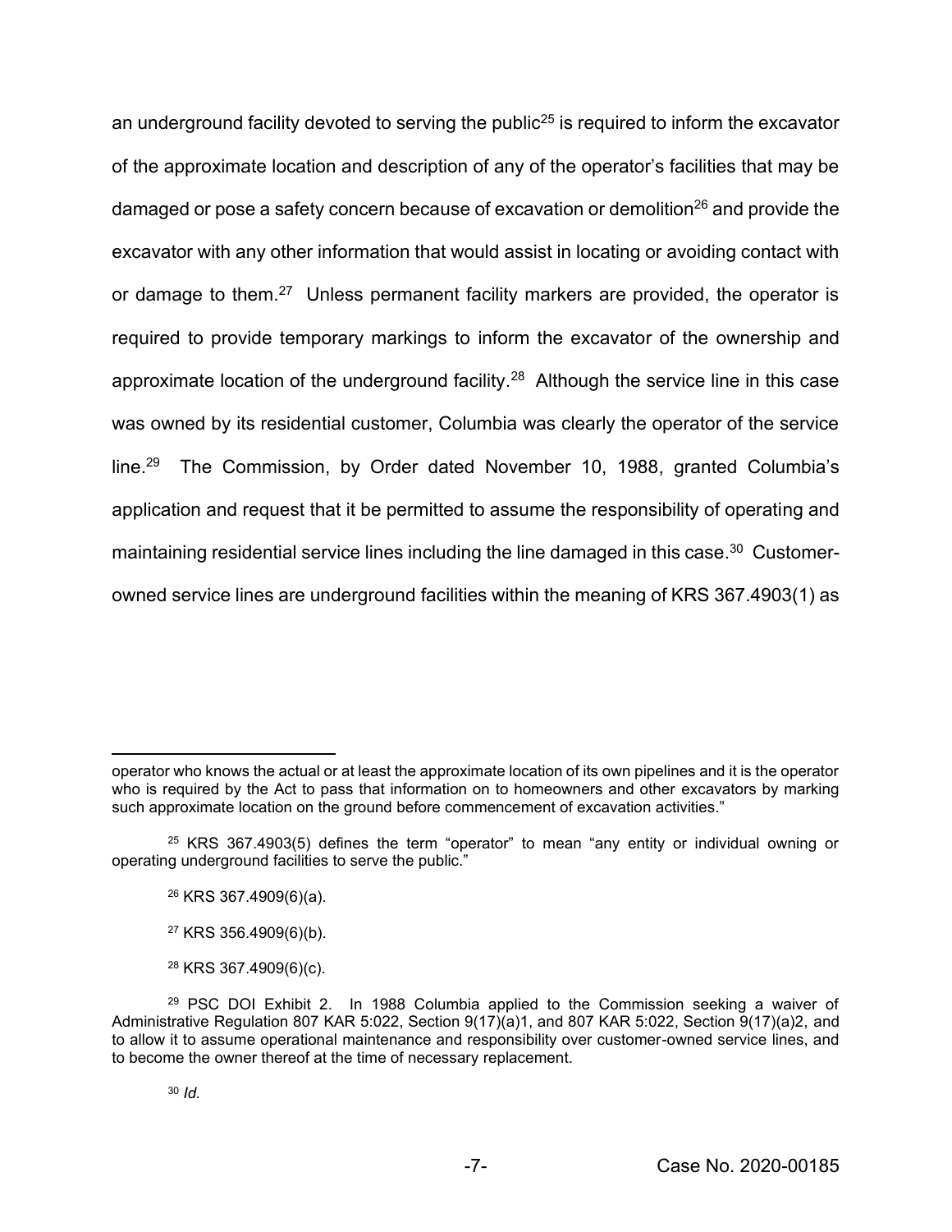an underground facility devoted to serving the public[25] is required to inform the excavator of the approximate location and description of any of the operator's facilities that may be damaged or pose a safety concern because of excavation or demolition[26] and provide the excavator with any other information that would assist in locating or avoiding contact with or damage to them.[27] Unless permanent facility markers are provided, the operator is required to provide temporary markings to inform the excavator of the ownership and approximate location of the underground facility.[28] Although the service line in this case was owned by its residential customer, Columbia was clearly the operator of the service line.[29] The Commission, by Order dated November 10, 1988, granted Columbia's application and request that it be permitted to assume the responsibility of operating and maintaining residential service lines including the line damaged in this case.[30] Customer-owned service lines are underground facilities within the meaning of KRS 367.4903(1) as

---

operator who knows the actual or at least the approximate location of its own pipelines and it is the operator who is required by the Act to pass that information on to homeowners and other excavators by marking such approximate location on the ground before commencement of excavation activities."

[25] KRS 367.4903(5) defines the term "operator" to mean "any entity or individual owning or operating underground facilities to serve the public."

[26] KRS 367.4909(6)(a).

[27] KRS 356.4909(6)(b).

[28] KRS 367.4909(6)(c).

[29] PSC DOI Exhibit 2. In 1988 Columbia applied to the Commission seeking a waiver of Administrative Regulation 807 KAR 5:022, Section 9(17)(a)1, and 807 KAR 5:022, Section 9(17)(a)2, and to allow it to assume operational maintenance and responsibility over customer-owned service lines, and to become the owner thereof at the time of necessary replacement.

[30] *Id.*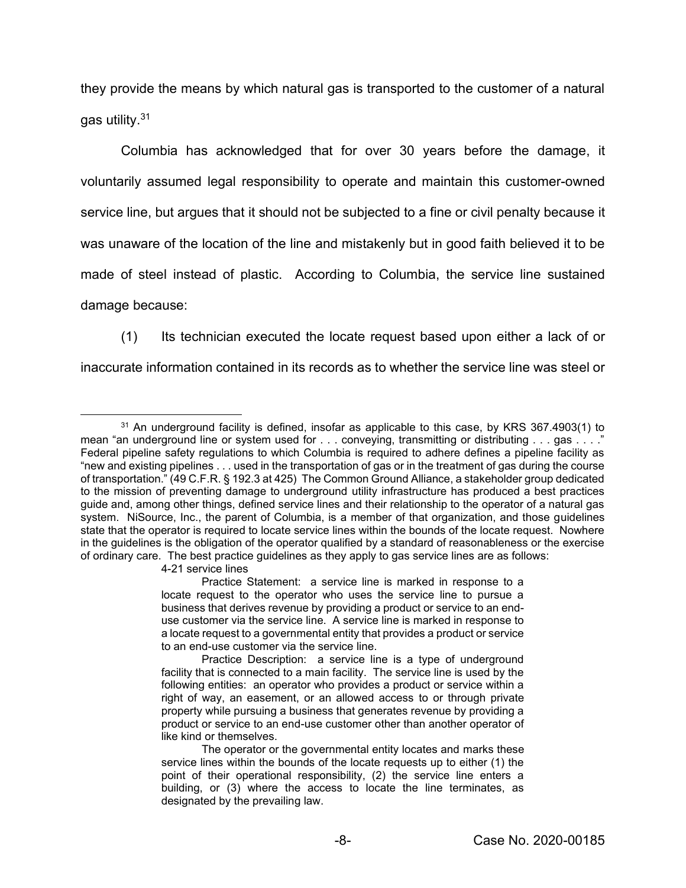they provide the means by which natural gas is transported to the customer of a natural gas utility.[31]

Columbia has acknowledged that for over 30 years before the damage, it voluntarily assumed legal responsibility to operate and maintain this customer-owned service line, but argues that it should not be subjected to a fine or civil penalty because it was unaware of the location of the line and mistakenly but in good faith believed it to be made of steel instead of plastic. According to Columbia, the service line sustained damage because:

(1) Its technician executed the locate request based upon either a lack of or inaccurate information contained in its records as to whether the service line was steel or

---

[31] An underground facility is defined, insofar as applicable to this case, by KRS 367.4903(1) to mean "an underground line or system used for . . . conveying, transmitting or distributing . . . gas . . . ." Federal pipeline safety regulations to which Columbia is required to adhere defines a pipeline facility as "new and existing pipelines . . . used in the transportation of gas or in the treatment of gas during the course of transportation." (49 C.F.R. § 192.3 at 425) The Common Ground Alliance, a stakeholder group dedicated to the mission of preventing damage to underground utility infrastructure has produced a best practices guide and, among other things, defined service lines and their relationship to the operator of a natural gas system. NiSource, Inc., the parent of Columbia, is a member of that organization, and those guidelines state that the operator is required to locate service lines within the bounds of the locate request. Nowhere in the guidelines is the obligation of the operator qualified by a standard of reasonableness or the exercise of ordinary care. The best practice guidelines as they apply to gas service lines are as follows:

> 4-21 service lines
>
> Practice Statement: a service line is marked in response to a locate request to the operator who uses the service line to pursue a business that derives revenue by providing a product or service to an end-use customer via the service line. A service line is marked in response to a locate request to a governmental entity that provides a product or service to an end-use customer via the service line.
>
> Practice Description: a service line is a type of underground facility that is connected to a main facility. The service line is used by the following entities: an operator who provides a product or service within a right of way, an easement, or an allowed access to or through private property while pursuing a business that generates revenue by providing a product or service to an end-use customer other than another operator of like kind or themselves.
>
> The operator or the governmental entity locates and marks these service lines within the bounds of the locate requests up to either (1) the point of their operational responsibility, (2) the service line enters a building, or (3) where the access to locate the line terminates, as designated by the prevailing law.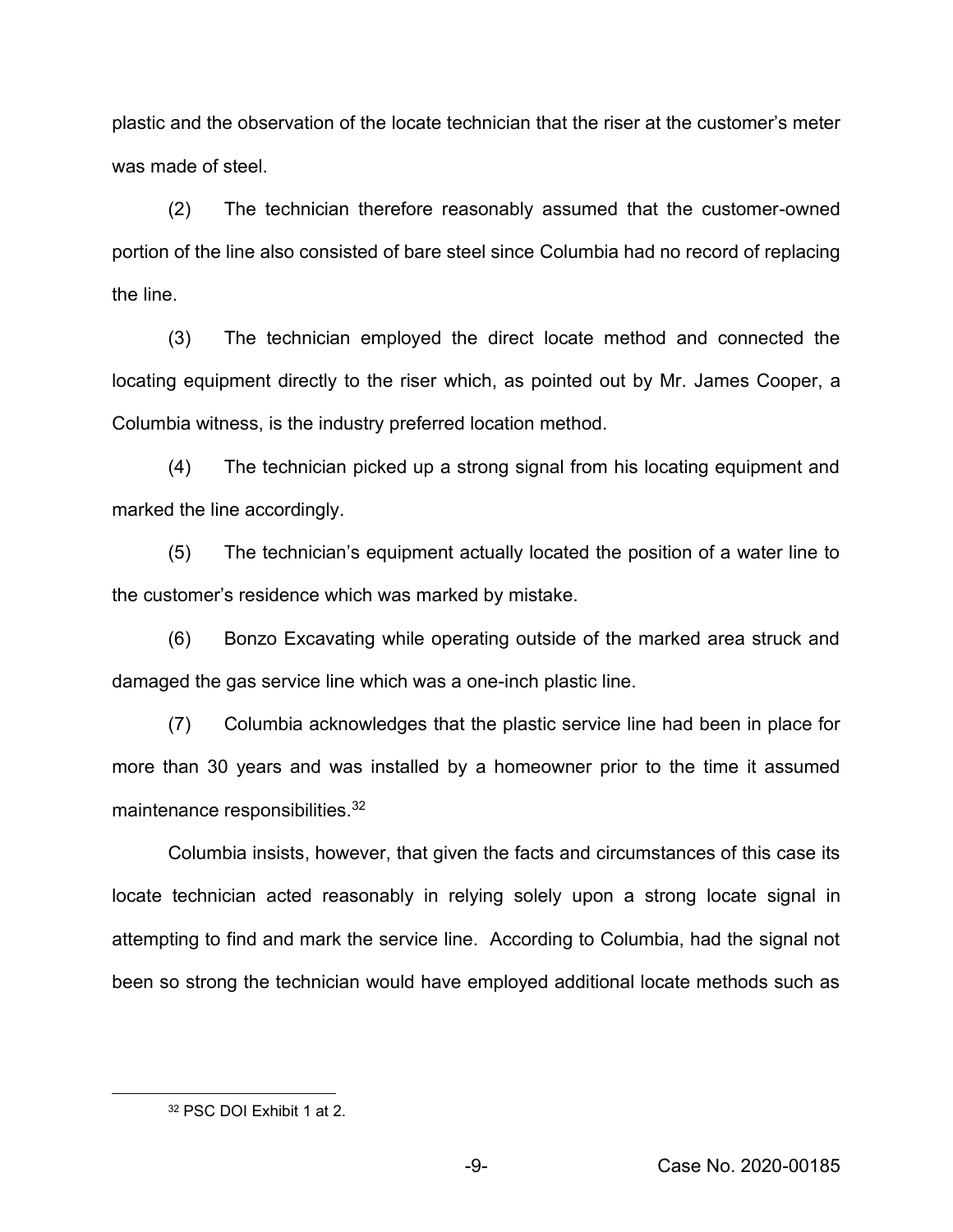plastic and the observation of the locate technician that the riser at the customer's meter was made of steel.

(2) The technician therefore reasonably assumed that the customer-owned portion of the line also consisted of bare steel since Columbia had no record of replacing the line.

(3) The technician employed the direct locate method and connected the locating equipment directly to the riser which, as pointed out by Mr. James Cooper, a Columbia witness, is the industry preferred location method.

(4) The technician picked up a strong signal from his locating equipment and marked the line accordingly.

(5) The technician's equipment actually located the position of a water line to the customer's residence which was marked by mistake.

(6) Bonzo Excavating while operating outside of the marked area struck and damaged the gas service line which was a one-inch plastic line.

(7) Columbia acknowledges that the plastic service line had been in place for more than 30 years and was installed by a homeowner prior to the time it assumed maintenance responsibilities.[32]

Columbia insists, however, that given the facts and circumstances of this case its locate technician acted reasonably in relying solely upon a strong locate signal in attempting to find and mark the service line. According to Columbia, had the signal not been so strong the technician would have employed additional locate methods such as

[32] PSC DOI Exhibit 1 at 2.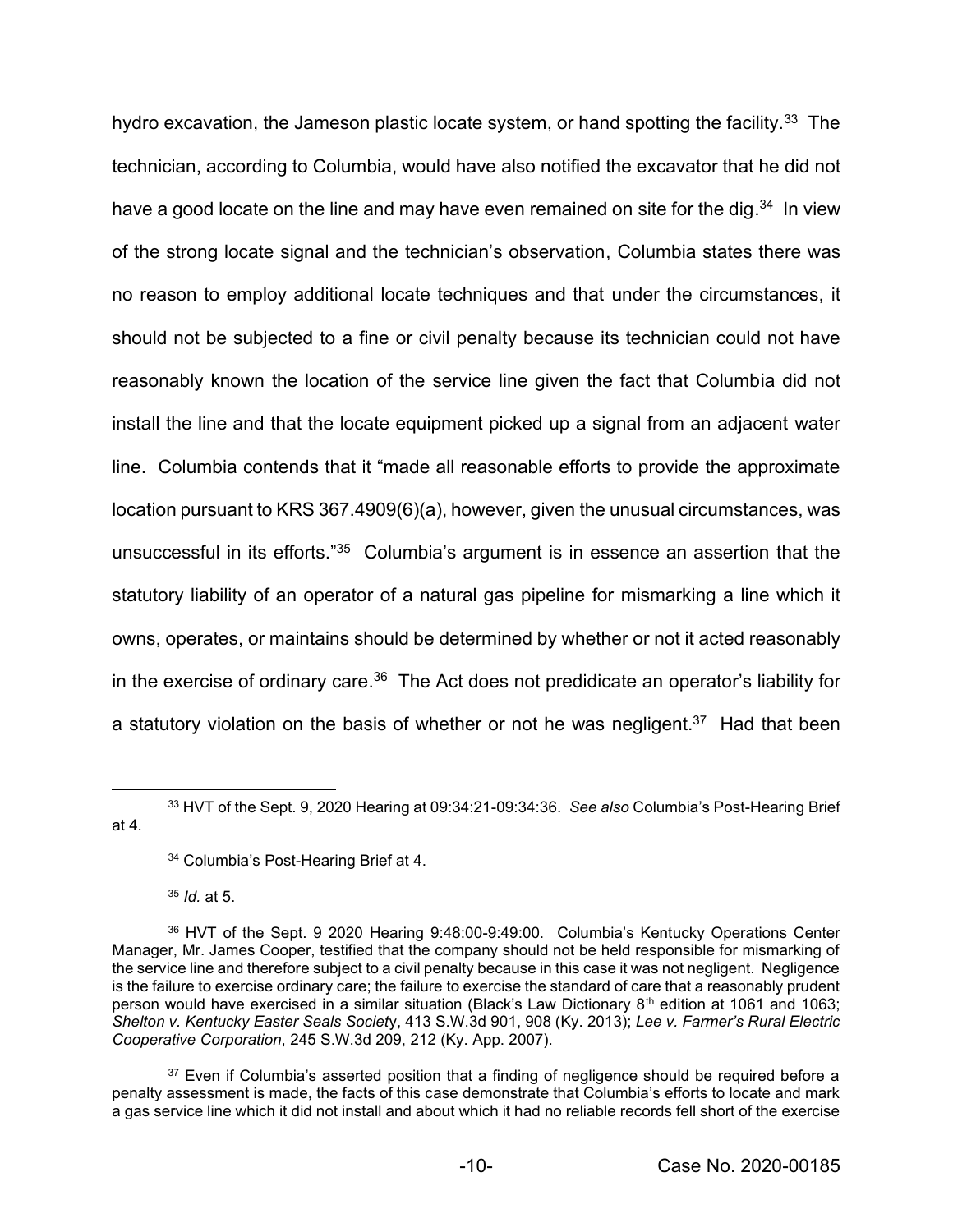hydro excavation, the Jameson plastic locate system, or hand spotting the facility.[33] The technician, according to Columbia, would have also notified the excavator that he did not have a good locate on the line and may have even remained on site for the dig.[34] In view of the strong locate signal and the technician's observation, Columbia states there was no reason to employ additional locate techniques and that under the circumstances, it should not be subjected to a fine or civil penalty because its technician could not have reasonably known the location of the service line given the fact that Columbia did not install the line and that the locate equipment picked up a signal from an adjacent water line. Columbia contends that it "made all reasonable efforts to provide the approximate location pursuant to KRS 367.4909(6)(a), however, given the unusual circumstances, was unsuccessful in its efforts."[35] Columbia's argument is in essence an assertion that the statutory liability of an operator of a natural gas pipeline for mismarking a line which it owns, operates, or maintains should be determined by whether or not it acted reasonably in the exercise of ordinary care.[36] The Act does not predidicate an operator's liability for a statutory violation on the basis of whether or not he was negligent.[37] Had that been

---

[33] HVT of the Sept. 9, 2020 Hearing at 09:34:21-09:34:36. *See also* Columbia's Post-Hearing Brief at 4.

[34] Columbia's Post-Hearing Brief at 4.

[35] *Id.* at 5.

[36] HVT of the Sept. 9 2020 Hearing 9:48:00-9:49:00. Columbia's Kentucky Operations Center Manager, Mr. James Cooper, testified that the company should not be held responsible for mismarking of the service line and therefore subject to a civil penalty because in this case it was not negligent. Negligence is the failure to exercise ordinary care; the failure to exercise the standard of care that a reasonably prudent person would have exercised in a similar situation (Black's Law Dictionary 8th edition at 1061 and 1063; *Shelton v. Kentucky Easter Seals Society*, 413 S.W.3d 901, 908 (Ky. 2013); *Lee v. Farmer's Rural Electric Cooperative Corporation*, 245 S.W.3d 209, 212 (Ky. App. 2007).

[37] Even if Columbia's asserted position that a finding of negligence should be required before a penalty assessment is made, the facts of this case demonstrate that Columbia's efforts to locate and mark a gas service line which it did not install and about which it had no reliable records fell short of the exercise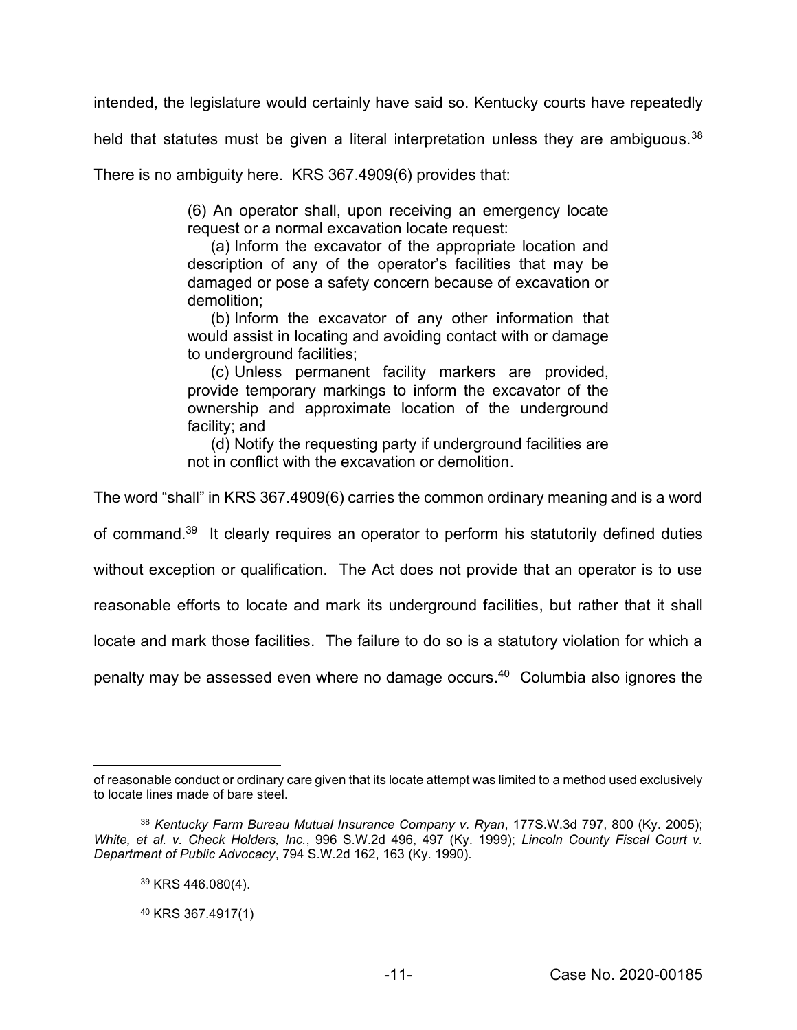intended, the legislature would certainly have said so. Kentucky courts have repeatedly held that statutes must be given a literal interpretation unless they are ambiguous.[38] There is no ambiguity here. KRS 367.4909(6) provides that:

> (6) An operator shall, upon receiving an emergency locate request or a normal excavation locate request:
>
> (a) Inform the excavator of the appropriate location and description of any of the operator's facilities that may be damaged or pose a safety concern because of excavation or demolition;
>
> (b) Inform the excavator of any other information that would assist in locating and avoiding contact with or damage to underground facilities;
>
> (c) Unless permanent facility markers are provided, provide temporary markings to inform the excavator of the ownership and approximate location of the underground facility; and
>
> (d) Notify the requesting party if underground facilities are not in conflict with the excavation or demolition.

The word "shall" in KRS 367.4909(6) carries the common ordinary meaning and is a word of command.[39] It clearly requires an operator to perform his statutorily defined duties without exception or qualification. The Act does not provide that an operator is to use reasonable efforts to locate and mark its underground facilities, but rather that it shall locate and mark those facilities. The failure to do so is a statutory violation for which a penalty may be assessed even where no damage occurs.[40] Columbia also ignores the

---

of reasonable conduct or ordinary care given that its locate attempt was limited to a method used exclusively to locate lines made of bare steel.

[38] *Kentucky Farm Bureau Mutual Insurance Company v. Ryan*, 177S.W.3d 797, 800 (Ky. 2005); *White, et al. v. Check Holders, Inc.*, 996 S.W.2d 496, 497 (Ky. 1999); *Lincoln County Fiscal Court v. Department of Public Advocacy*, 794 S.W.2d 162, 163 (Ky. 1990).

[39] KRS 446.080(4).

[40] KRS 367.4917(1)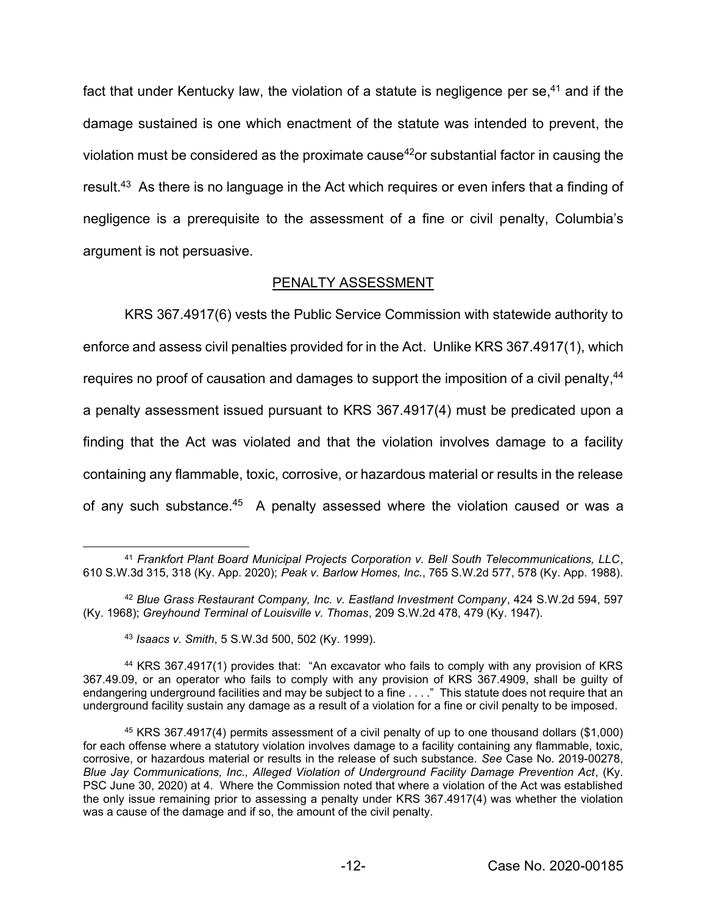fact that under Kentucky law, the violation of a statute is negligence per se,[41] and if the damage sustained is one which enactment of the statute was intended to prevent, the violation must be considered as the proximate cause[42]or substantial factor in causing the result.[43] As there is no language in the Act which requires or even infers that a finding of negligence is a prerequisite to the assessment of a fine or civil penalty, Columbia's argument is not persuasive.

## PENALTY ASSESSMENT

KRS 367.4917(6) vests the Public Service Commission with statewide authority to enforce and assess civil penalties provided for in the Act. Unlike KRS 367.4917(1), which requires no proof of causation and damages to support the imposition of a civil penalty,[44] a penalty assessment issued pursuant to KRS 367.4917(4) must be predicated upon a finding that the Act was violated and that the violation involves damage to a facility containing any flammable, toxic, corrosive, or hazardous material or results in the release of any such substance.[45] A penalty assessed where the violation caused or was a

---

[41] *Frankfort Plant Board Municipal Projects Corporation v. Bell South Telecommunications, LLC*, 610 S.W.3d 315, 318 (Ky. App. 2020); *Peak v. Barlow Homes, Inc.*, 765 S.W.2d 577, 578 (Ky. App. 1988).

[42] *Blue Grass Restaurant Company, Inc. v. Eastland Investment Company*, 424 S.W.2d 594, 597 (Ky. 1968); *Greyhound Terminal of Louisville v. Thomas*, 209 S.W.2d 478, 479 (Ky. 1947).

[43] *Isaacs v. Smith*, 5 S.W.3d 500, 502 (Ky. 1999).

[44] KRS 367.4917(1) provides that: "An excavator who fails to comply with any provision of KRS 367.49.09, or an operator who fails to comply with any provision of KRS 367.4909, shall be guilty of endangering underground facilities and may be subject to a fine . . . ." This statute does not require that an underground facility sustain any damage as a result of a violation for a fine or civil penalty to be imposed.

[45] KRS 367.4917(4) permits assessment of a civil penalty of up to one thousand dollars ($1,000) for each offense where a statutory violation involves damage to a facility containing any flammable, toxic, corrosive, or hazardous material or results in the release of such substance. *See* Case No. 2019-00278, *Blue Jay Communications, Inc., Alleged Violation of Underground Facility Damage Prevention Act*, (Ky. PSC June 30, 2020) at 4. Where the Commission noted that where a violation of the Act was established the only issue remaining prior to assessing a penalty under KRS 367.4917(4) was whether the violation was a cause of the damage and if so, the amount of the civil penalty.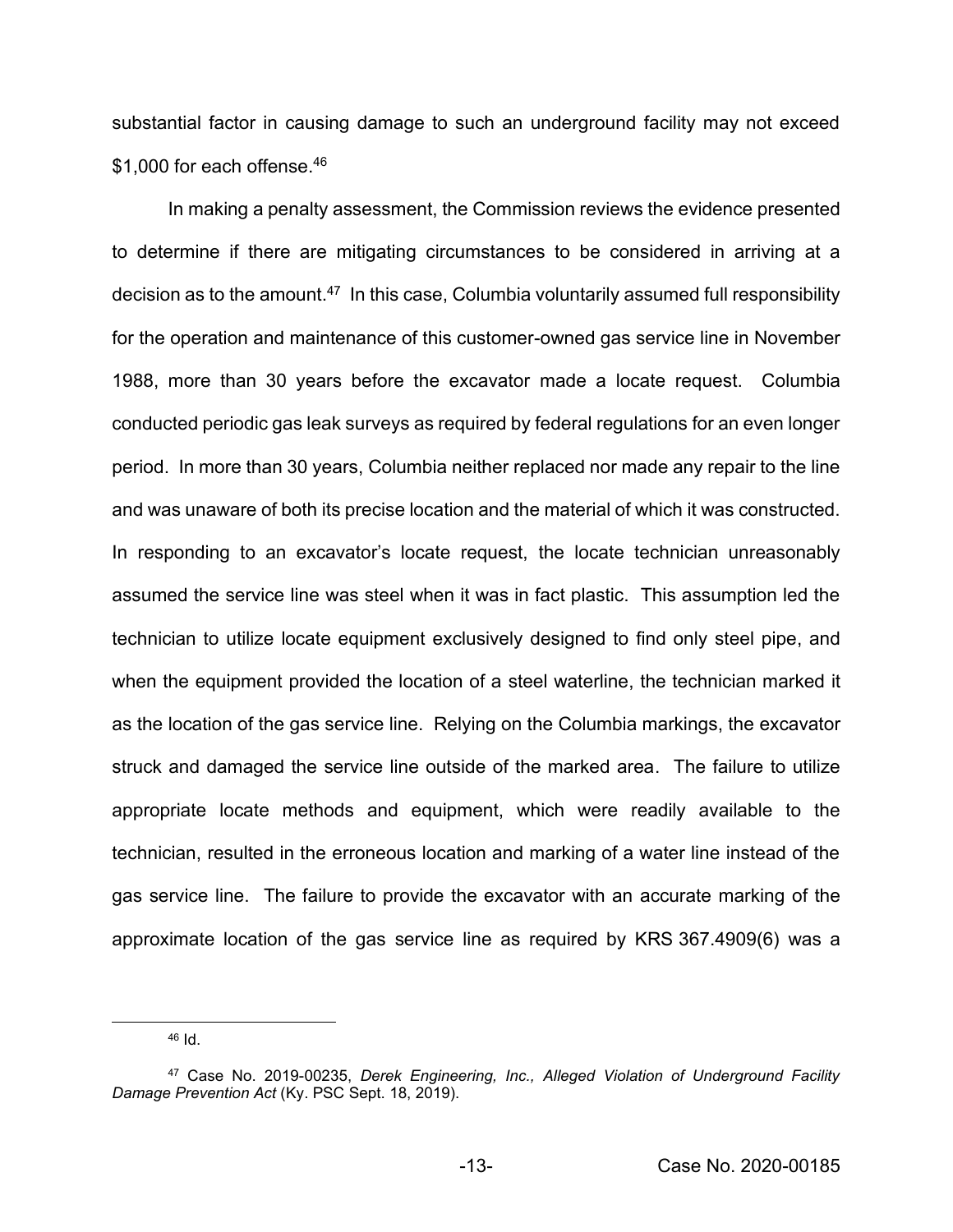substantial factor in causing damage to such an underground facility may not exceed $1,000 for each offense.[46]

In making a penalty assessment, the Commission reviews the evidence presented to determine if there are mitigating circumstances to be considered in arriving at a decision as to the amount.[47] In this case, Columbia voluntarily assumed full responsibility for the operation and maintenance of this customer-owned gas service line in November 1988, more than 30 years before the excavator made a locate request. Columbia conducted periodic gas leak surveys as required by federal regulations for an even longer period. In more than 30 years, Columbia neither replaced nor made any repair to the line and was unaware of both its precise location and the material of which it was constructed. In responding to an excavator's locate request, the locate technician unreasonably assumed the service line was steel when it was in fact plastic. This assumption led the technician to utilize locate equipment exclusively designed to find only steel pipe, and when the equipment provided the location of a steel waterline, the technician marked it as the location of the gas service line. Relying on the Columbia markings, the excavator struck and damaged the service line outside of the marked area. The failure to utilize appropriate locate methods and equipment, which were readily available to the technician, resulted in the erroneous location and marking of a water line instead of the gas service line. The failure to provide the excavator with an accurate marking of the approximate location of the gas service line as required by KRS 367.4909(6) was a

---

[46] Id.

[47] Case No. 2019-00235, *Derek Engineering, Inc., Alleged Violation of Underground Facility Damage Prevention Act* (Ky. PSC Sept. 18, 2019).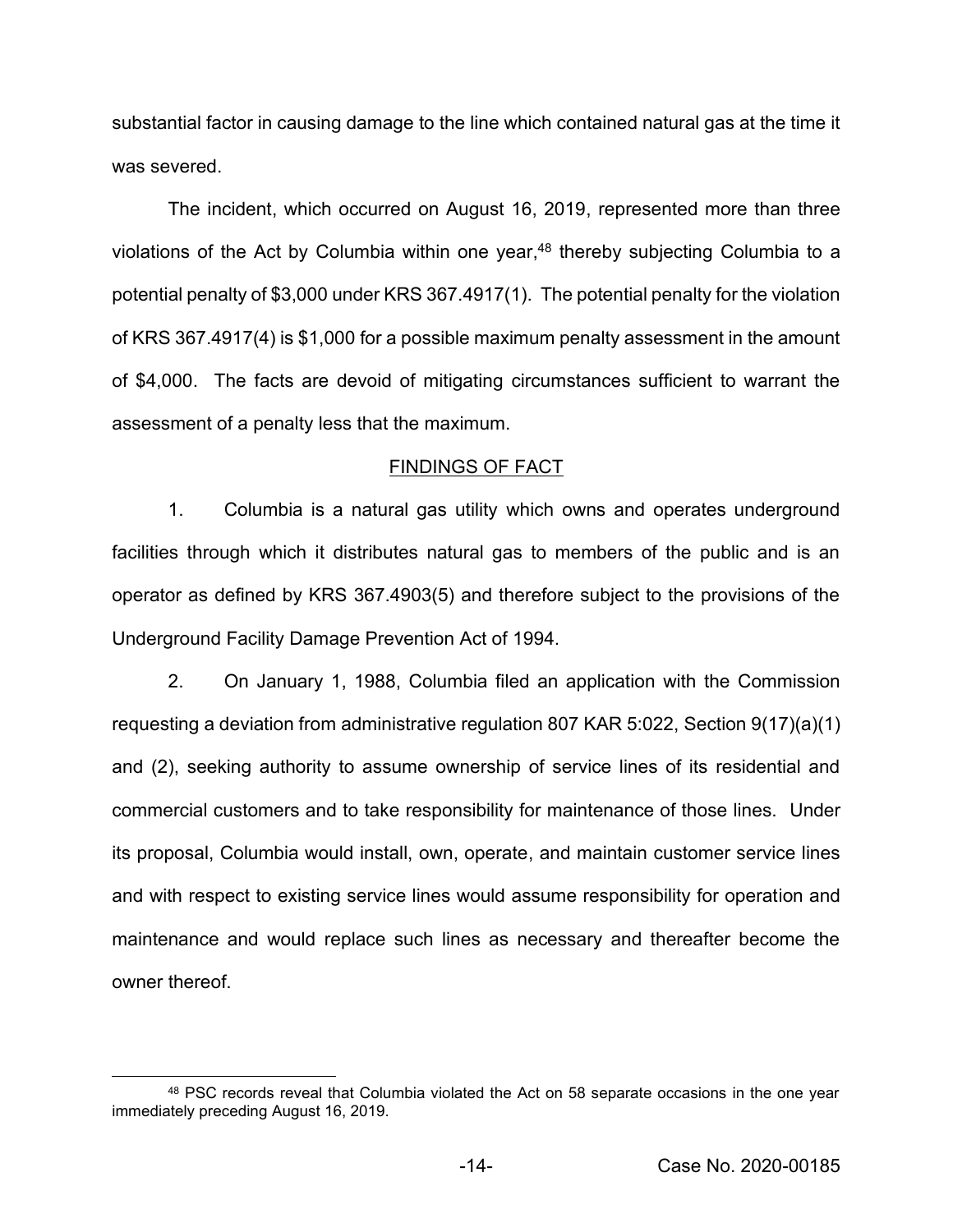substantial factor in causing damage to the line which contained natural gas at the time it was severed.

The incident, which occurred on August 16, 2019, represented more than three violations of the Act by Columbia within one year,[48] thereby subjecting Columbia to a potential penalty of $3,000 under KRS 367.4917(1). The potential penalty for the violation of KRS 367.4917(4) is $1,000 for a possible maximum penalty assessment in the amount of $4,000. The facts are devoid of mitigating circumstances sufficient to warrant the assessment of a penalty less that the maximum.

## FINDINGS OF FACT

1. Columbia is a natural gas utility which owns and operates underground facilities through which it distributes natural gas to members of the public and is an operator as defined by KRS 367.4903(5) and therefore subject to the provisions of the Underground Facility Damage Prevention Act of 1994.

2. On January 1, 1988, Columbia filed an application with the Commission requesting a deviation from administrative regulation 807 KAR 5:022, Section 9(17)(a)(1) and (2), seeking authority to assume ownership of service lines of its residential and commercial customers and to take responsibility for maintenance of those lines. Under its proposal, Columbia would install, own, operate, and maintain customer service lines and with respect to existing service lines would assume responsibility for operation and maintenance and would replace such lines as necessary and thereafter become the owner thereof.

[48] PSC records reveal that Columbia violated the Act on 58 separate occasions in the one year immediately preceding August 16, 2019.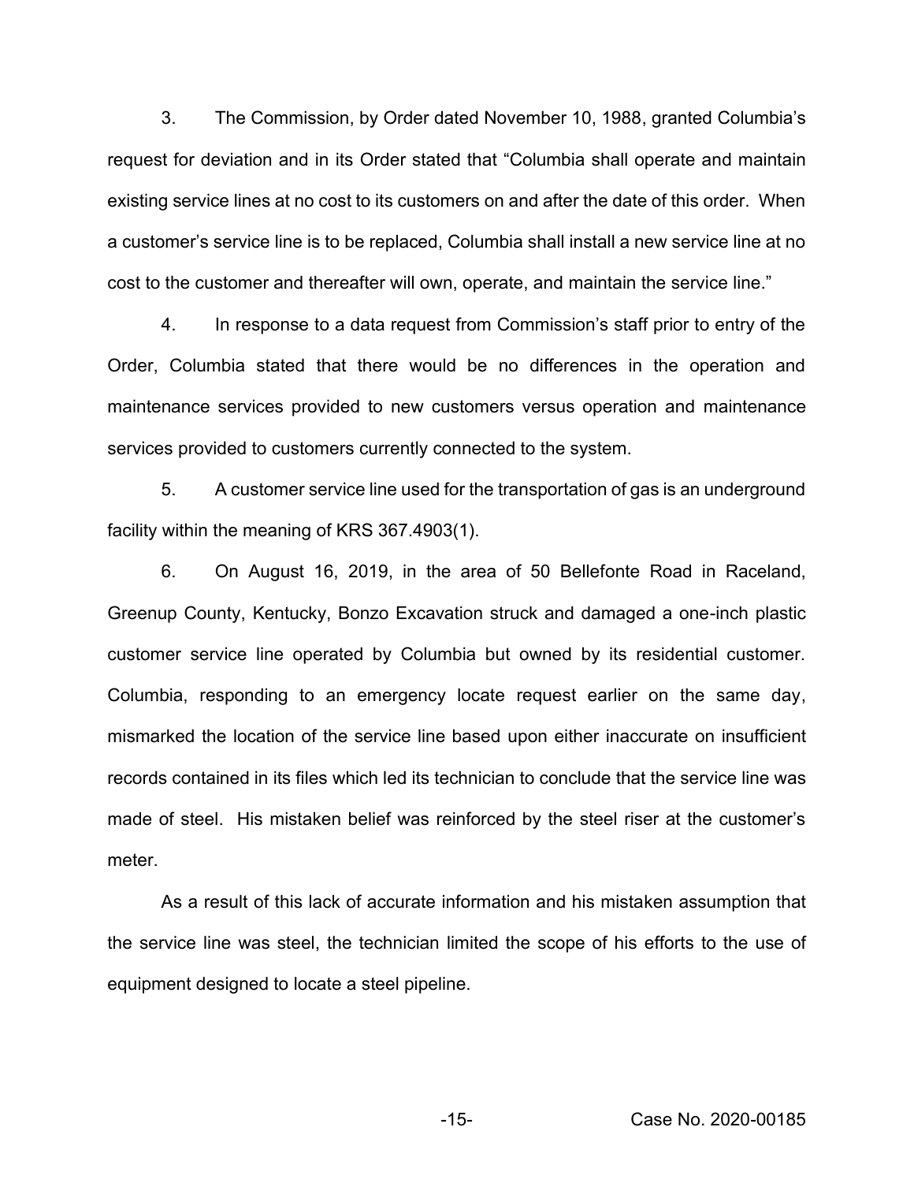3. The Commission, by Order dated November 10, 1988, granted Columbia's request for deviation and in its Order stated that "Columbia shall operate and maintain existing service lines at no cost to its customers on and after the date of this order. When a customer's service line is to be replaced, Columbia shall install a new service line at no cost to the customer and thereafter will own, operate, and maintain the service line."

4. In response to a data request from Commission's staff prior to entry of the Order, Columbia stated that there would be no differences in the operation and maintenance services provided to new customers versus operation and maintenance services provided to customers currently connected to the system.

5. A customer service line used for the transportation of gas is an underground facility within the meaning of KRS 367.4903(1).

6. On August 16, 2019, in the area of 50 Bellefonte Road in Raceland, Greenup County, Kentucky, Bonzo Excavation struck and damaged a one-inch plastic customer service line operated by Columbia but owned by its residential customer. Columbia, responding to an emergency locate request earlier on the same day, mismarked the location of the service line based upon either inaccurate on insufficient records contained in its files which led its technician to conclude that the service line was made of steel. His mistaken belief was reinforced by the steel riser at the customer's meter.

As a result of this lack of accurate information and his mistaken assumption that the service line was steel, the technician limited the scope of his efforts to the use of equipment designed to locate a steel pipeline.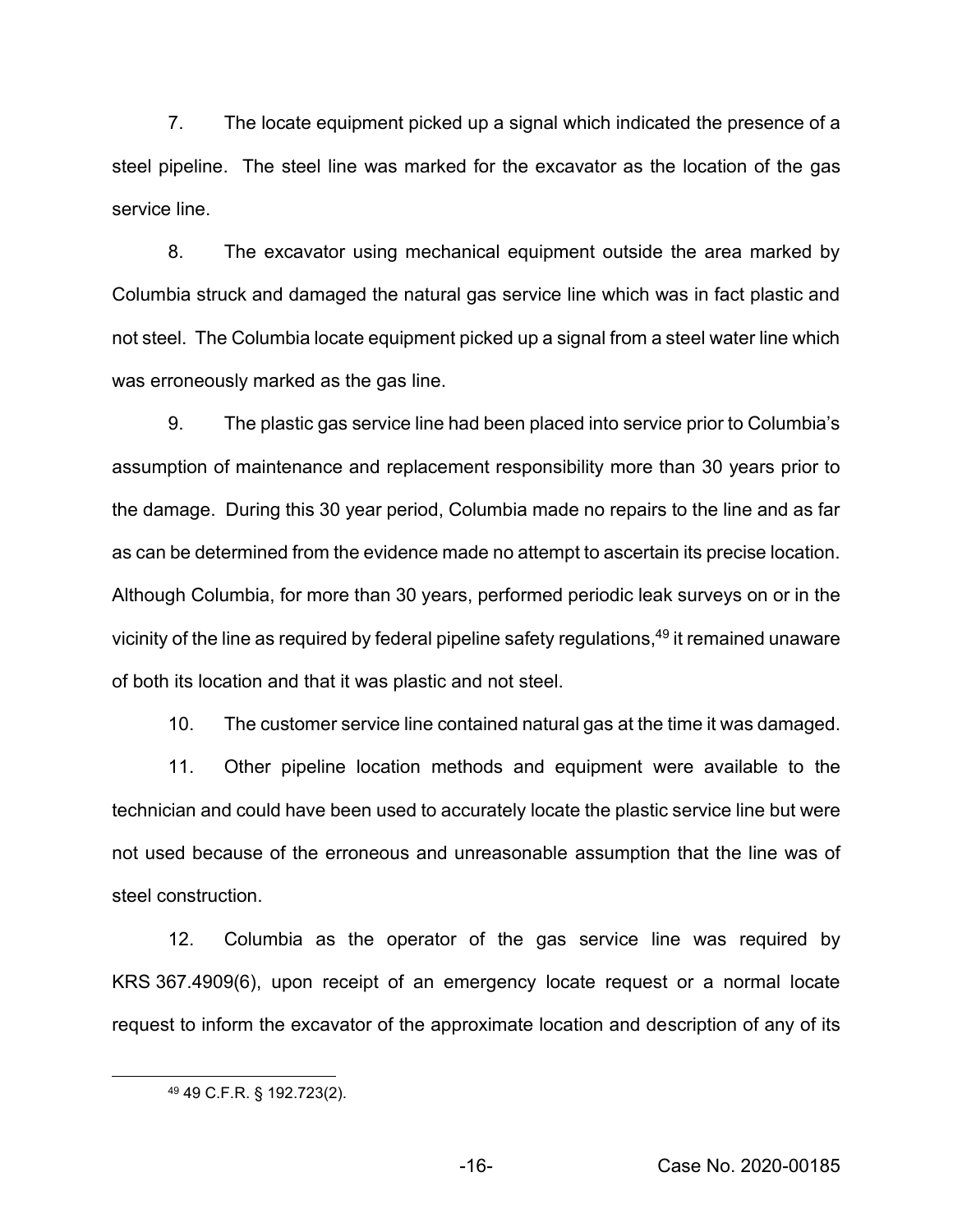7. The locate equipment picked up a signal which indicated the presence of a steel pipeline. The steel line was marked for the excavator as the location of the gas service line.

8. The excavator using mechanical equipment outside the area marked by Columbia struck and damaged the natural gas service line which was in fact plastic and not steel. The Columbia locate equipment picked up a signal from a steel water line which was erroneously marked as the gas line.

9. The plastic gas service line had been placed into service prior to Columbia's assumption of maintenance and replacement responsibility more than 30 years prior to the damage. During this 30 year period, Columbia made no repairs to the line and as far as can be determined from the evidence made no attempt to ascertain its precise location. Although Columbia, for more than 30 years, performed periodic leak surveys on or in the vicinity of the line as required by federal pipeline safety regulations,[49] it remained unaware of both its location and that it was plastic and not steel.

10. The customer service line contained natural gas at the time it was damaged.

11. Other pipeline location methods and equipment were available to the technician and could have been used to accurately locate the plastic service line but were not used because of the erroneous and unreasonable assumption that the line was of steel construction.

12. Columbia as the operator of the gas service line was required by KRS 367.4909(6), upon receipt of an emergency locate request or a normal locate request to inform the excavator of the approximate location and description of any of its

[49] 49 C.F.R. § 192.723(2).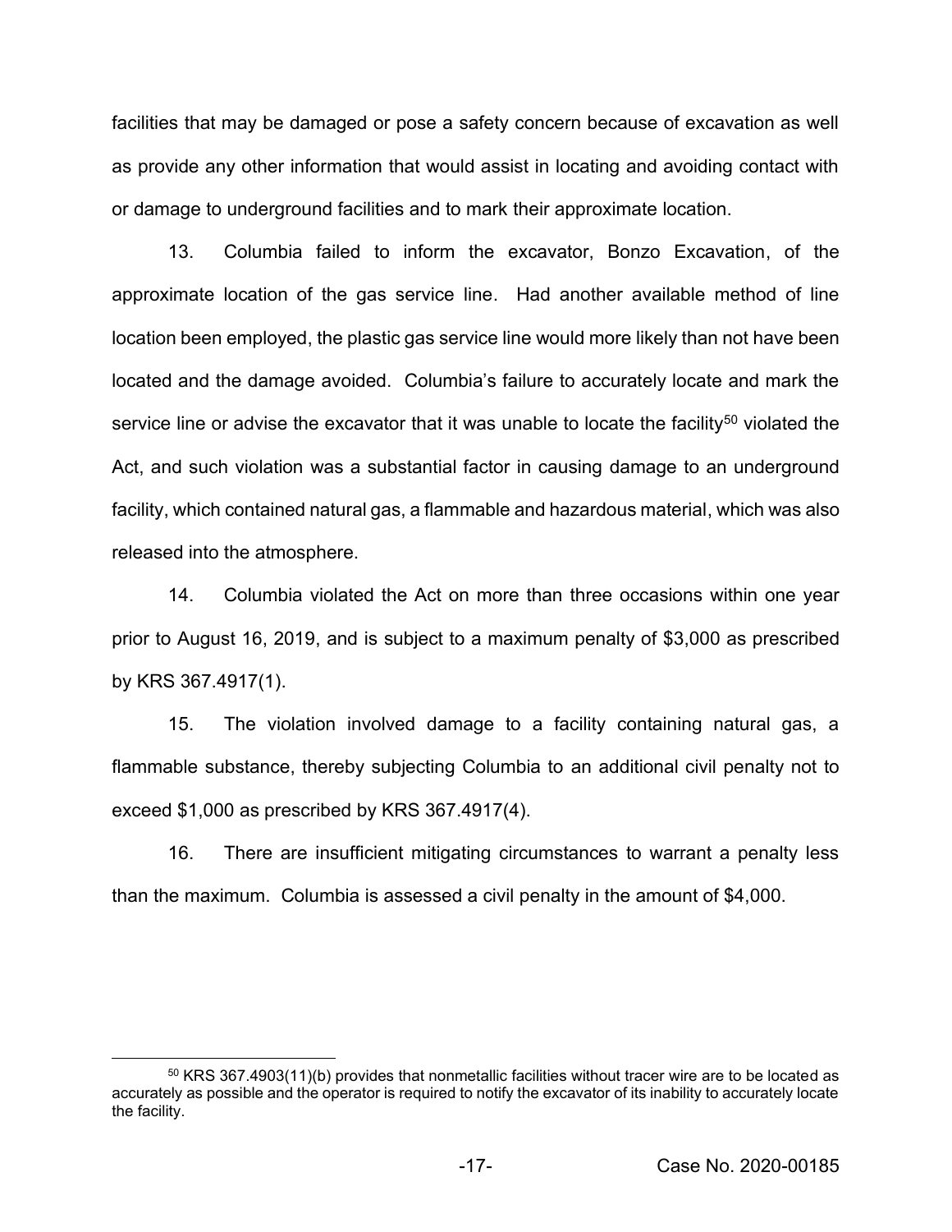facilities that may be damaged or pose a safety concern because of excavation as well as provide any other information that would assist in locating and avoiding contact with or damage to underground facilities and to mark their approximate location.

13. Columbia failed to inform the excavator, Bonzo Excavation, of the approximate location of the gas service line. Had another available method of line location been employed, the plastic gas service line would more likely than not have been located and the damage avoided. Columbia's failure to accurately locate and mark the service line or advise the excavator that it was unable to locate the facility[50] violated the Act, and such violation was a substantial factor in causing damage to an underground facility, which contained natural gas, a flammable and hazardous material, which was also released into the atmosphere.

14. Columbia violated the Act on more than three occasions within one year prior to August 16, 2019, and is subject to a maximum penalty of $3,000 as prescribed by KRS 367.4917(1).

15. The violation involved damage to a facility containing natural gas, a flammable substance, thereby subjecting Columbia to an additional civil penalty not to exceed $1,000 as prescribed by KRS 367.4917(4).

16. There are insufficient mitigating circumstances to warrant a penalty less than the maximum. Columbia is assessed a civil penalty in the amount of $4,000.

[50] KRS 367.4903(11)(b) provides that nonmetallic facilities without tracer wire are to be located as accurately as possible and the operator is required to notify the excavator of its inability to accurately locate the facility.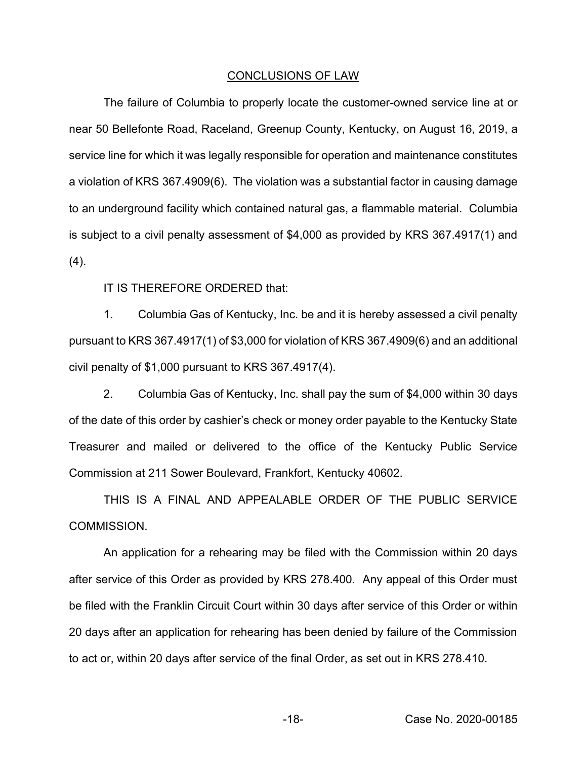## CONCLUSIONS OF LAW

The failure of Columbia to properly locate the customer-owned service line at or near 50 Bellefonte Road, Raceland, Greenup County, Kentucky, on August 16, 2019, a service line for which it was legally responsible for operation and maintenance constitutes a violation of KRS 367.4909(6). The violation was a substantial factor in causing damage to an underground facility which contained natural gas, a flammable material. Columbia is subject to a civil penalty assessment of $4,000 as provided by KRS 367.4917(1) and (4).

IT IS THEREFORE ORDERED that:

1. Columbia Gas of Kentucky, Inc. be and it is hereby assessed a civil penalty pursuant to KRS 367.4917(1) of $3,000 for violation of KRS 367.4909(6) and an additional civil penalty of $1,000 pursuant to KRS 367.4917(4).

2. Columbia Gas of Kentucky, Inc. shall pay the sum of $4,000 within 30 days of the date of this order by cashier's check or money order payable to the Kentucky State Treasurer and mailed or delivered to the office of the Kentucky Public Service Commission at 211 Sower Boulevard, Frankfort, Kentucky 40602.

THIS IS A FINAL AND APPEALABLE ORDER OF THE PUBLIC SERVICE COMMISSION.

An application for a rehearing may be filed with the Commission within 20 days after service of this Order as provided by KRS 278.400. Any appeal of this Order must be filed with the Franklin Circuit Court within 30 days after service of this Order or within 20 days after an application for rehearing has been denied by failure of the Commission to act or, within 20 days after service of the final Order, as set out in KRS 278.410.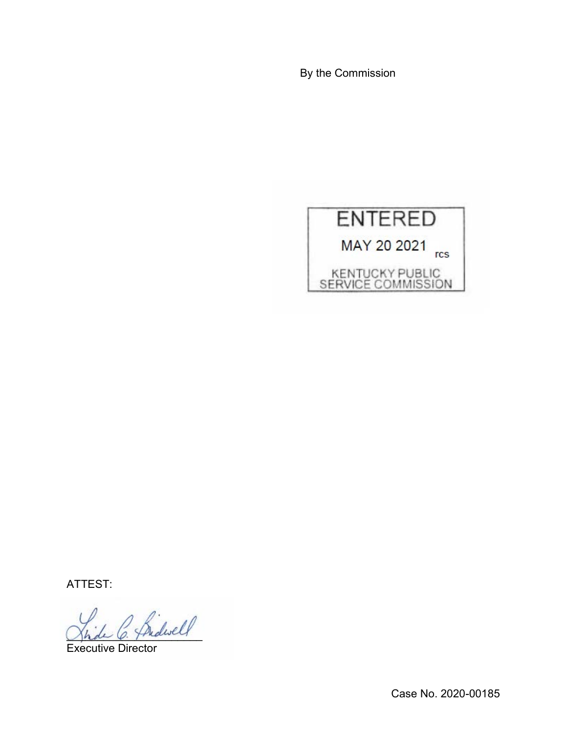By the Commission

ENTERED

MAY 20 2021 rcs

KENTUCKY PUBLIC SERVICE COMMISSION

ATTEST:

Executive Director

Case No. 2020-00185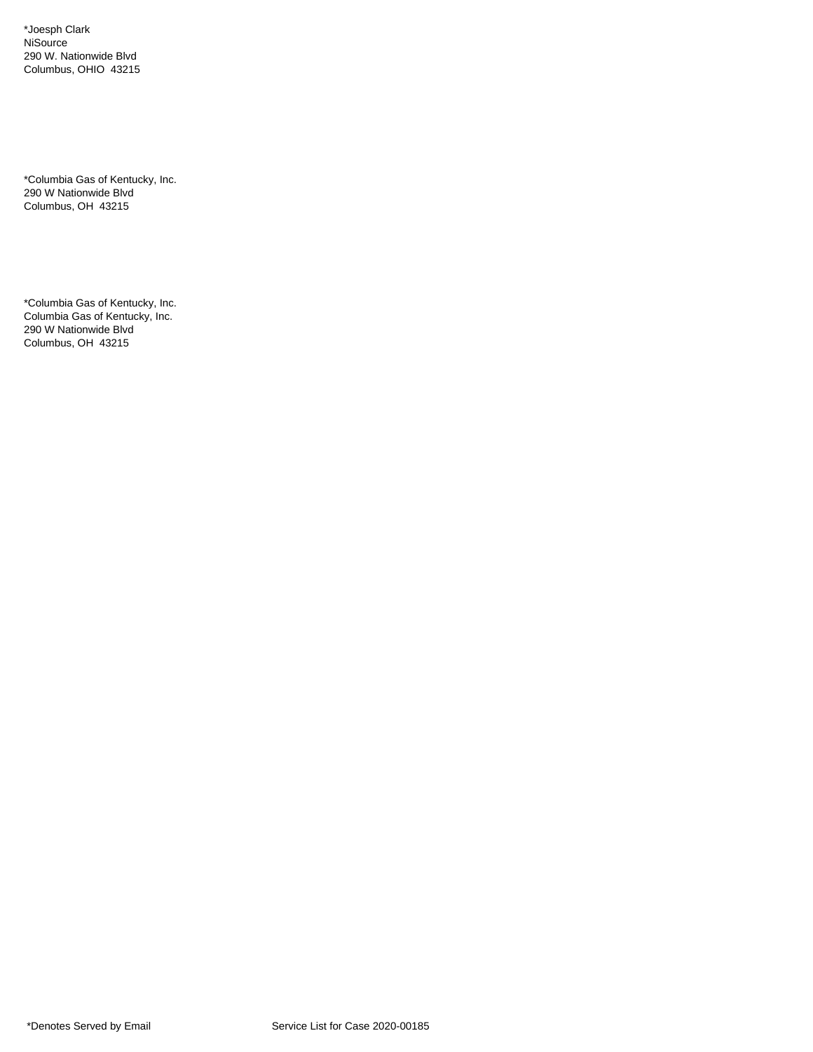*Joesph Clark
NiSource
290 W. Nationwide Blvd
Columbus, OHIO  43215

*Columbia Gas of Kentucky, Inc.
290 W Nationwide Blvd
Columbus, OH  43215

*Columbia Gas of Kentucky, Inc.
Columbia Gas of Kentucky, Inc.
290 W Nationwide Blvd
Columbus, OH  43215